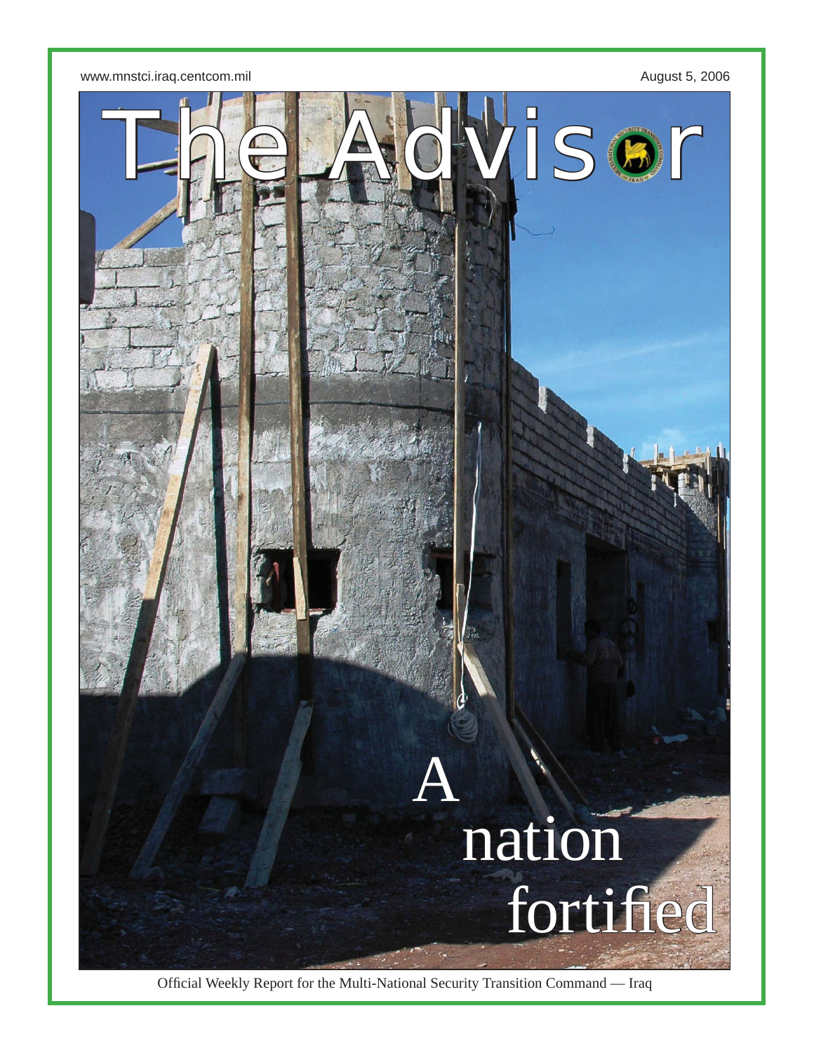www.mnstci.iraq.centcom.mil

August 5, 2006

# The Advisor

## A nation fortified

Official Weekly Report for the Multi-National Security Transition Command — Iraq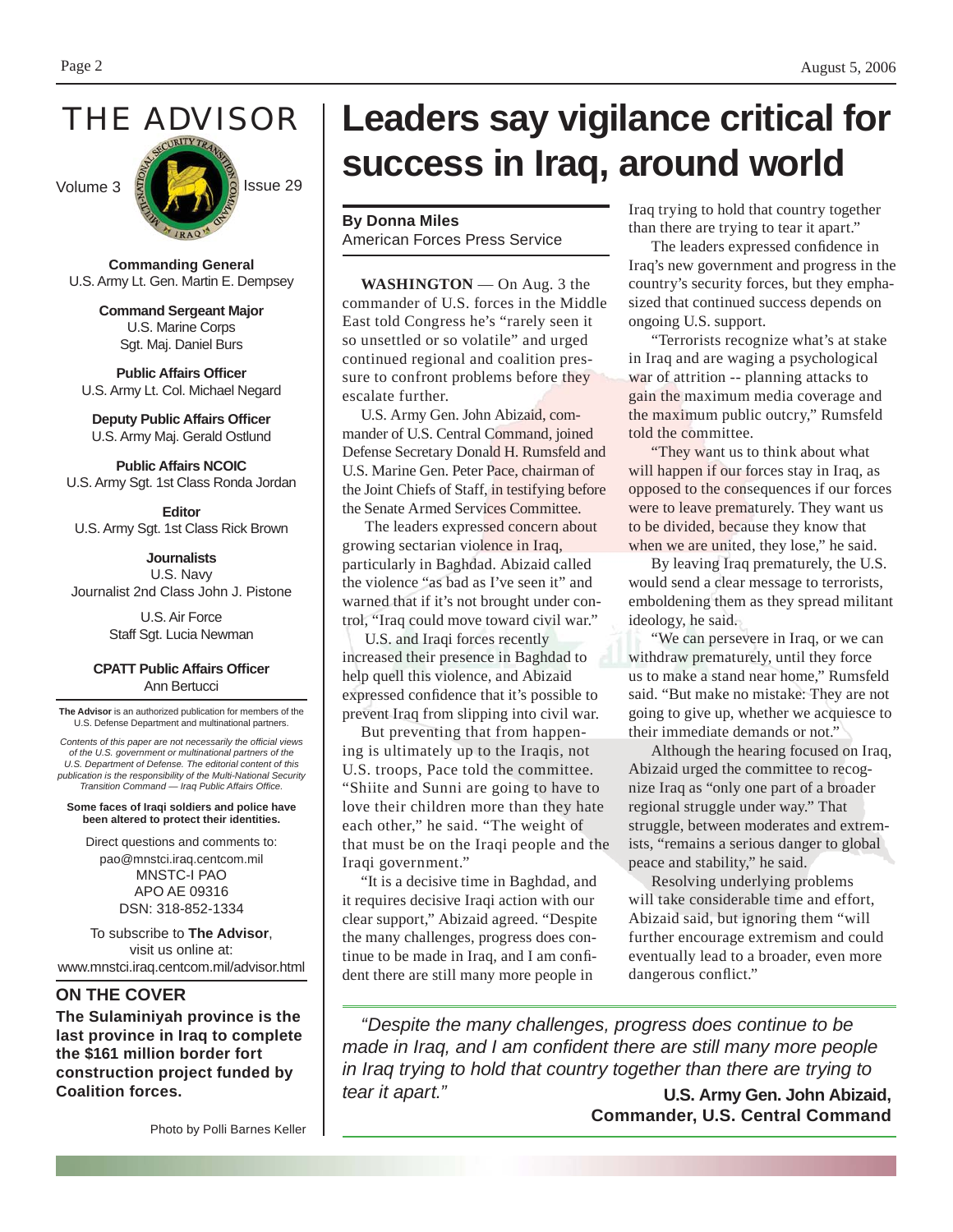# THE ADVISOR

Volume 3 Issue 29

**Commanding General**
U.S. Army Lt. Gen. Martin E. Dempsey

**Command Sergeant Major**
U.S. Marine Corps
Sgt. Maj. Daniel Burs

**Public Affairs Officer**
U.S. Army Lt. Col. Michael Negard

**Deputy Public Affairs Officer**
U.S. Army Maj. Gerald Ostlund

**Public Affairs NCOIC**
U.S. Army Sgt. 1st Class Ronda Jordan

**Editor**
U.S. Army Sgt. 1st Class Rick Brown

**Journalists**
U.S. Navy
Journalist 2nd Class John J. Pistone

U.S. Air Force
Staff Sgt. Lucia Newman

**CPATT Public Affairs Officer**
Ann Bertucci

**The Advisor** is an authorized publication for members of the U.S. Defense Department and multinational partners.

*Contents of this paper are not necessarily the official views of the U.S. government or multinational partners of the U.S. Department of Defense. The editorial content of this publication is the responsibility of the Multi-National Security Transition Command — Iraq Public Affairs Office.*

**Some faces of Iraqi soldiers and police have been altered to protect their identities.**

Direct questions and comments to:
pao@mnstci.iraq.centcom.mil
MNSTC-I PAO
APO AE 09316
DSN: 318-852-1334

To subscribe to **The Advisor**, visit us online at:
www.mnstci.iraq.centcom.mil/advisor.html

## ON THE COVER

**The Sulaminiyah province is the last province in Iraq to complete the $161 million border fort construction project funded by Coalition forces.**

Photo by Polli Barnes Keller

# Leaders say vigilance critical for success in Iraq, around world

**By Donna Miles**
American Forces Press Service

**WASHINGTON** — On Aug. 3 the commander of U.S. forces in the Middle East told Congress he's "rarely seen it so unsettled or so volatile" and urged continued regional and coalition pressure to confront problems before they escalate further.

U.S. Army Gen. John Abizaid, commander of U.S. Central Command, joined Defense Secretary Donald H. Rumsfeld and U.S. Marine Gen. Peter Pace, chairman of the Joint Chiefs of Staff, in testifying before the Senate Armed Services Committee.

The leaders expressed concern about growing sectarian violence in Iraq, particularly in Baghdad. Abizaid called the violence "as bad as I've seen it" and warned that if it's not brought under control, "Iraq could move toward civil war."

U.S. and Iraqi forces recently increased their presence in Baghdad to help quell this violence, and Abizaid expressed confidence that it's possible to prevent Iraq from slipping into civil war.

But preventing that from happening is ultimately up to the Iraqis, not U.S. troops, Pace told the committee. "Shiite and Sunni are going to have to love their children more than they hate each other," he said. "The weight of that must be on the Iraqi people and the Iraqi government."

"It is a decisive time in Baghdad, and it requires decisive Iraqi action with our clear support," Abizaid agreed. "Despite the many challenges, progress does continue to be made in Iraq, and I am confident there are still many more people in Iraq trying to hold that country together than there are trying to tear it apart."

The leaders expressed confidence in Iraq's new government and progress in the country's security forces, but they emphasized that continued success depends on ongoing U.S. support.

"Terrorists recognize what's at stake in Iraq and are waging a psychological war of attrition -- planning attacks to gain the maximum media coverage and the maximum public outcry," Rumsfeld told the committee.

"They want us to think about what will happen if our forces stay in Iraq, as opposed to the consequences if our forces were to leave prematurely. They want us to be divided, because they know that when we are united, they lose," he said.

By leaving Iraq prematurely, the U.S. would send a clear message to terrorists, emboldening them as they spread militant ideology, he said.

"We can persevere in Iraq, or we can withdraw prematurely, until they force us to make a stand near home," Rumsfeld said. "But make no mistake: They are not going to give up, whether we acquiesce to their immediate demands or not."

Although the hearing focused on Iraq, Abizaid urged the committee to recognize Iraq as "only one part of a broader regional struggle under way." That struggle, between moderates and extremists, "remains a serious danger to global peace and stability," he said.

Resolving underlying problems will take considerable time and effort, Abizaid said, but ignoring them "will further encourage extremism and could eventually lead to a broader, even more dangerous conflict."

> *"Despite the many challenges, progress does continue to be made in Iraq, and I am confident there are still many more people in Iraq trying to hold that country together than there are trying to tear it apart."*
>
> **U.S. Army Gen. John Abizaid, Commander, U.S. Central Command**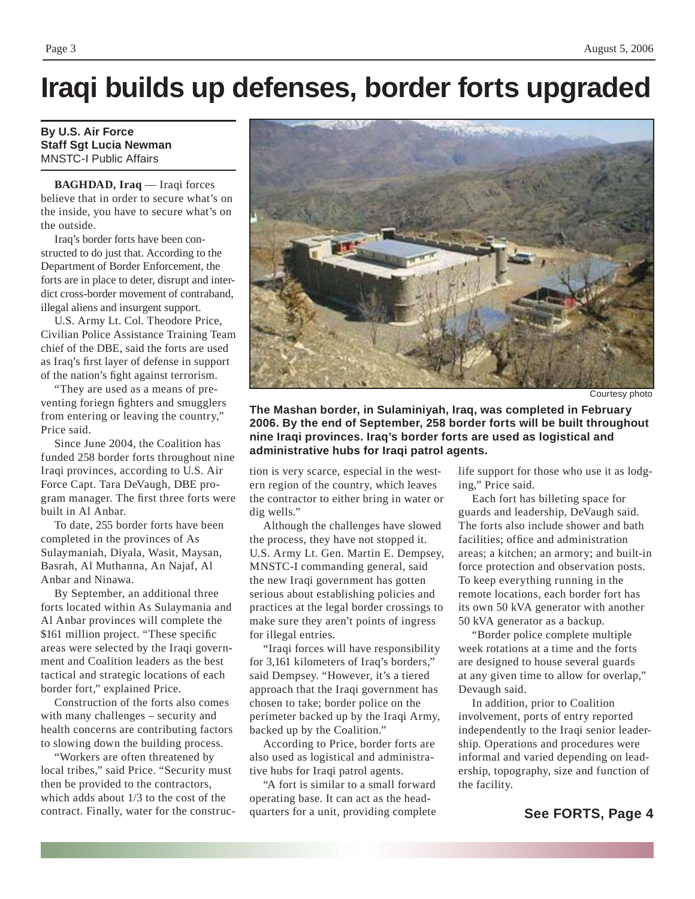# Iraqi builds up defenses, border forts upgraded

**By U.S. Air Force**
**Staff Sgt Lucia Newman**
MNSTC-I Public Affairs

**BAGHDAD, Iraq** — Iraqi forces believe that in order to secure what's on the inside, you have to secure what's on the outside.

Iraq's border forts have been constructed to do just that. According to the Department of Border Enforcement, the forts are in place to deter, disrupt and interdict cross-border movement of contraband, illegal aliens and insurgent support.

U.S. Army Lt. Col. Theodore Price, Civilian Police Assistance Training Team chief of the DBE, said the forts are used as Iraq's first layer of defense in support of the nation's fight against terrorism.

"They are used as a means of preventing foriegn fighters and smugglers from entering or leaving the country," Price said.

Since June 2004, the Coalition has funded 258 border forts throughout nine Iraqi provinces, according to U.S. Air Force Capt. Tara DeVaugh, DBE program manager. The first three forts were built in Al Anbar.

To date, 255 border forts have been completed in the provinces of As Sulaymaniah, Diyala, Wasit, Maysan, Basrah, Al Muthanna, An Najaf, Al Anbar and Ninawa.

By September, an additional three forts located within As Sulaymania and Al Anbar provinces will complete the $161 million project. "These specific areas were selected by the Iraqi government and Coalition leaders as the best tactical and strategic locations of each border fort," explained Price.

Construction of the forts also comes with many challenges – security and health concerns are contributing factors to slowing down the building process.

"Workers are often threatened by local tribes," said Price. "Security must then be provided to the contractors, which adds about 1/3 to the cost of the contract. Finally, water for the construction is very scarce, especial in the western region of the country, which leaves the contractor to either bring in water or dig wells."

Courtesy photo

**The Mashan border, in Sulaminiyah, Iraq, was completed in February 2006. By the end of September, 258 border forts will be built throughout nine Iraqi provinces. Iraq's border forts are used as logistical and administrative hubs for Iraqi patrol agents.**

Although the challenges have slowed the process, they have not stopped it. U.S. Army Lt. Gen. Martin E. Dempsey, MNSTC-I commanding general, said the new Iraqi government has gotten serious about establishing policies and practices at the legal border crossings to make sure they aren't points of ingress for illegal entries.

"Iraqi forces will have responsibility for 3,161 kilometers of Iraq's borders," said Dempsey. "However, it's a tiered approach that the Iraqi government has chosen to take; border police on the perimeter backed up by the Iraqi Army, backed up by the Coalition."

According to Price, border forts are also used as logistical and administrative hubs for Iraqi patrol agents.

"A fort is similar to a small forward operating base. It can act as the headquarters for a unit, providing complete life support for those who use it as lodging," Price said.

Each fort has billeting space for guards and leadership, DeVaugh said. The forts also include shower and bath facilities; office and administration areas; a kitchen; an armory; and built-in force protection and observation posts. To keep everything running in the remote locations, each border fort has its own 50 kVA generator with another 50 kVA generator as a backup.

"Border police complete multiple week rotations at a time and the forts are designed to house several guards at any given time to allow for overlap," Devaugh said.

In addition, prior to Coalition involvement, ports of entry reported independently to the Iraqi senior leadership. Operations and procedures were informal and varied depending on leadership, topography, size and function of the facility.

**See FORTS, Page 4**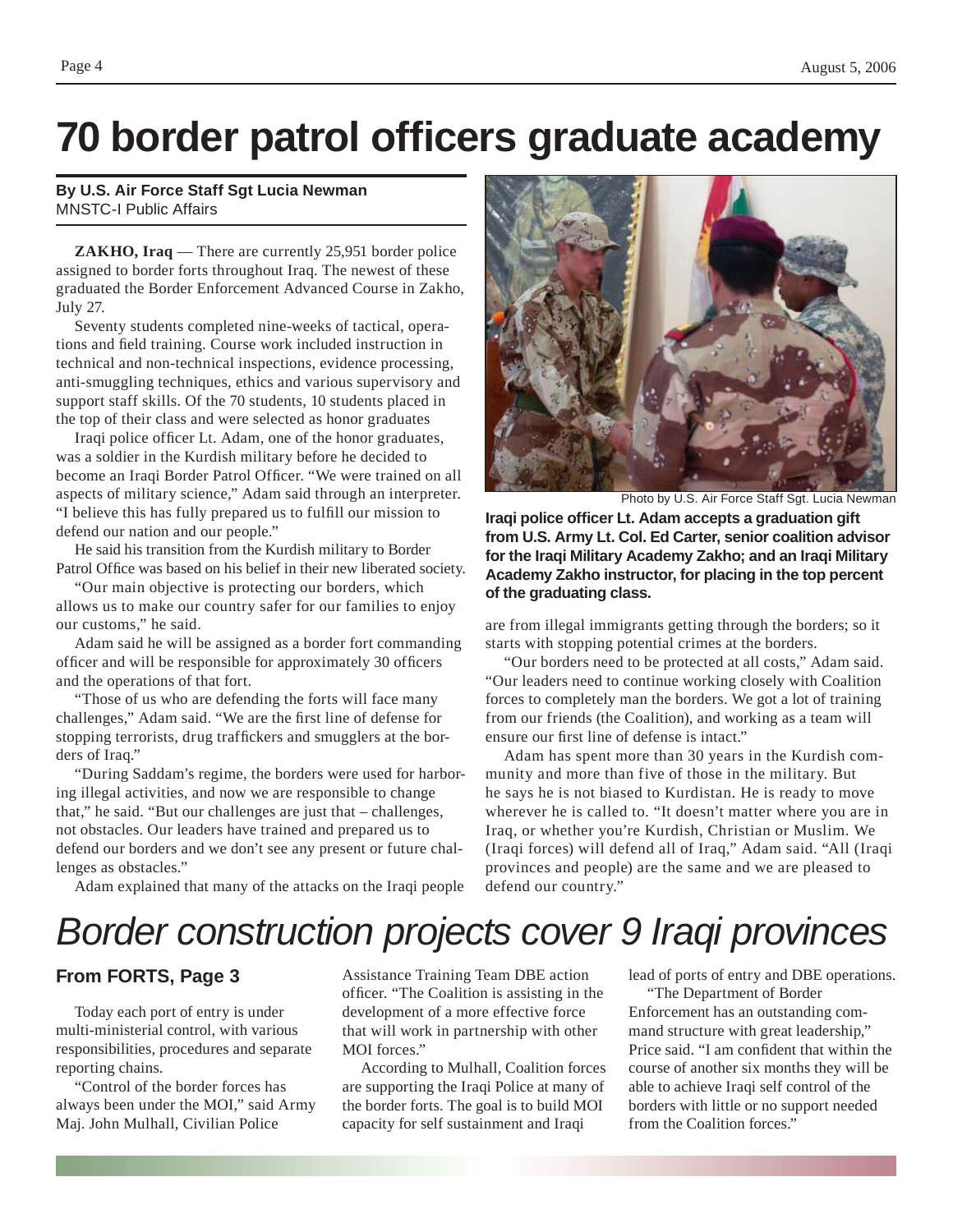# 70 border patrol officers graduate academy

**By U.S. Air Force Staff Sgt Lucia Newman**
MNSTC-I Public Affairs

**ZAKHO, Iraq** — There are currently 25,951 border police assigned to border forts throughout Iraq. The newest of these graduated the Border Enforcement Advanced Course in Zakho, July 27.

Seventy students completed nine-weeks of tactical, operations and field training. Course work included instruction in technical and non-technical inspections, evidence processing, anti-smuggling techniques, ethics and various supervisory and support staff skills. Of the 70 students, 10 students placed in the top of their class and were selected as honor graduates

Iraqi police officer Lt. Adam, one of the honor graduates, was a soldier in the Kurdish military before he decided to become an Iraqi Border Patrol Officer. "We were trained on all aspects of military science," Adam said through an interpreter. "I believe this has fully prepared us to fulfill our mission to defend our nation and our people."

He said his transition from the Kurdish military to Border Patrol Office was based on his belief in their new liberated society.

"Our main objective is protecting our borders, which allows us to make our country safer for our families to enjoy our customs," he said.

Adam said he will be assigned as a border fort commanding officer and will be responsible for approximately 30 officers and the operations of that fort.

"Those of us who are defending the forts will face many challenges," Adam said. "We are the first line of defense for stopping terrorists, drug traffickers and smugglers at the borders of Iraq."

"During Saddam's regime, the borders were used for harboring illegal activities, and now we are responsible to change that," he said. "But our challenges are just that – challenges, not obstacles. Our leaders have trained and prepared us to defend our borders and we don't see any present or future challenges as obstacles."

Adam explained that many of the attacks on the Iraqi people are from illegal immigrants getting through the borders; so it starts with stopping potential crimes at the borders.

"Our borders need to be protected at all costs," Adam said. "Our leaders need to continue working closely with Coalition forces to completely man the borders. We got a lot of training from our friends (the Coalition), and working as a team will ensure our first line of defense is intact."

Adam has spent more than 30 years in the Kurdish community and more than five of those in the military. But he says he is not biased to Kurdistan. He is ready to move wherever he is called to. "It doesn't matter where you are in Iraq, or whether you're Kurdish, Christian or Muslim. We (Iraqi forces) will defend all of Iraq," Adam said. "All (Iraqi provinces and people) are the same and we are pleased to defend our country."

Photo by U.S. Air Force Staff Sgt. Lucia Newman

**Iraqi police officer Lt. Adam accepts a graduation gift from U.S. Army Lt. Col. Ed Carter, senior coalition advisor for the Iraqi Military Academy Zakho; and an Iraqi Military Academy Zakho instructor, for placing in the top percent of the graduating class.**

# *Border construction projects cover 9 Iraqi provinces*

**From FORTS, Page 3**

Today each port of entry is under multi-ministerial control, with various responsibilities, procedures and separate reporting chains.

"Control of the border forces has always been under the MOI," said Army Maj. John Mulhall, Civilian Police Assistance Training Team DBE action officer. "The Coalition is assisting in the development of a more effective force that will work in partnership with other MOI forces."

According to Mulhall, Coalition forces are supporting the Iraqi Police at many of the border forts. The goal is to build MOI capacity for self sustainment and Iraqi lead of ports of entry and DBE operations.

"The Department of Border Enforcement has an outstanding command structure with great leadership," Price said. "I am confident that within the course of another six months they will be able to achieve Iraqi self control of the borders with little or no support needed from the Coalition forces."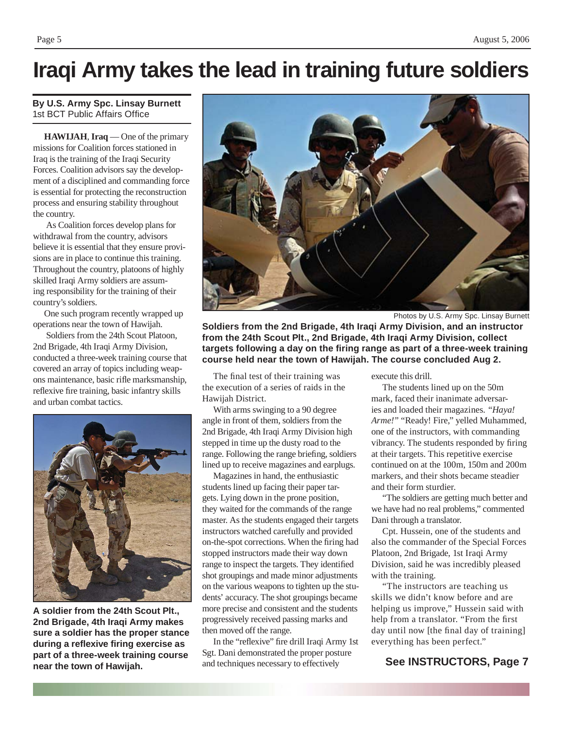# Iraqi Army takes the lead in training future soldiers

**By U.S. Army Spc. Linsay Burnett**
1st BCT Public Affairs Office

**HAWIJAH**, **Iraq** — One of the primary missions for Coalition forces stationed in Iraq is the training of the Iraqi Security Forces. Coalition advisors say the development of a disciplined and commanding force is essential for protecting the reconstruction process and ensuring stability throughout the country.

As Coalition forces develop plans for withdrawal from the country, advisors believe it is essential that they ensure provisions are in place to continue this training. Throughout the country, platoons of highly skilled Iraqi Army soldiers are assuming responsibility for the training of their country's soldiers.

One such program recently wrapped up operations near the town of Hawijah.

Soldiers from the 24th Scout Platoon, 2nd Brigade, 4th Iraqi Army Division, conducted a three-week training course that covered an array of topics including weapons maintenance, basic rifle marksmanship, reflexive fire training, basic infantry skills and urban combat tactics.

A soldier from the 24th Scout Plt., 2nd Brigade, 4th Iraqi Army makes sure a soldier has the proper stance during a reflexive firing exercise as part of a three-week training course near the town of Hawijah.

Photos by U.S. Army Spc. Linsay Burnett

**Soldiers from the 2nd Brigade, 4th Iraqi Army Division, and an instructor from the 24th Scout Plt., 2nd Brigade, 4th Iraqi Army Division, collect targets following a day on the firing range as part of a three-week training course held near the town of Hawijah. The course concluded Aug 2.**

The final test of their training was the execution of a series of raids in the Hawijah District.

With arms swinging to a 90 degree angle in front of them, soldiers from the 2nd Brigade, 4th Iraqi Army Division high stepped in time up the dusty road to the range. Following the range briefing, soldiers lined up to receive magazines and earplugs.

Magazines in hand, the enthusiastic students lined up facing their paper targets. Lying down in the prone position, they waited for the commands of the range master. As the students engaged their targets instructors watched carefully and provided on-the-spot corrections. When the firing had stopped instructors made their way down range to inspect the targets. They identified shot groupings and made minor adjustments on the various weapons to tighten up the students' accuracy. The shot groupings became more precise and consistent and the students progressively received passing marks and then moved off the range.

In the "reflexive" fire drill Iraqi Army 1st Sgt. Dani demonstrated the proper posture and techniques necessary to effectively execute this drill.

The students lined up on the 50m mark, faced their inanimate adversaries and loaded their magazines. *"Haya! Arme!"* "Ready! Fire," yelled Muhammed, one of the instructors, with commanding vibrancy. The students responded by firing at their targets. This repetitive exercise continued on at the 100m, 150m and 200m markers, and their shots became steadier and their form sturdier.

"The soldiers are getting much better and we have had no real problems," commented Dani through a translator.

Cpt. Hussein, one of the students and also the commander of the Special Forces Platoon, 2nd Brigade, 1st Iraqi Army Division, said he was incredibly pleased with the training.

"The instructors are teaching us skills we didn't know before and are helping us improve," Hussein said with help from a translator. "From the first day until now [the final day of training] everything has been perfect."

**See INSTRUCTORS, Page 7**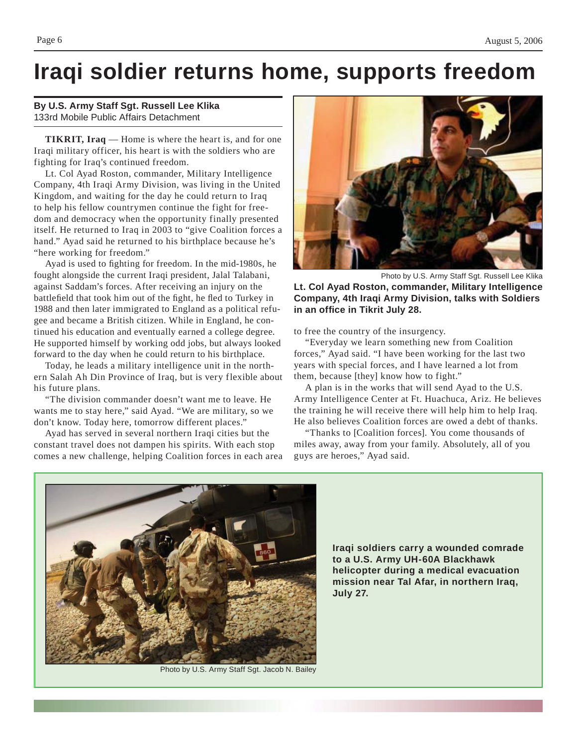# Iraqi soldier returns home, supports freedom

**By U.S. Army Staff Sgt. Russell Lee Klika**
133rd Mobile Public Affairs Detachment

**TIKRIT, Iraq** — Home is where the heart is, and for one Iraqi military officer, his heart is with the soldiers who are fighting for Iraq's continued freedom.

Lt. Col Ayad Roston, commander, Military Intelligence Company, 4th Iraqi Army Division, was living in the United Kingdom, and waiting for the day he could return to Iraq to help his fellow countrymen continue the fight for freedom and democracy when the opportunity finally presented itself. He returned to Iraq in 2003 to "give Coalition forces a hand." Ayad said he returned to his birthplace because he's "here working for freedom."

Ayad is used to fighting for freedom. In the mid-1980s, he fought alongside the current Iraqi president, Jalal Talabani, against Saddam's forces. After receiving an injury on the battlefield that took him out of the fight, he fled to Turkey in 1988 and then later immigrated to England as a political refugee and became a British citizen. While in England, he continued his education and eventually earned a college degree. He supported himself by working odd jobs, but always looked forward to the day when he could return to his birthplace.

Today, he leads a military intelligence unit in the northern Salah Ah Din Province of Iraq, but is very flexible about his future plans.

"The division commander doesn't want me to leave. He wants me to stay here," said Ayad. "We are military, so we don't know. Today here, tomorrow different places."

Ayad has served in several northern Iraqi cities but the constant travel does not dampen his spirits. With each stop comes a new challenge, helping Coalition forces in each area to free the country of the insurgency.

Photo by U.S. Army Staff Sgt. Russell Lee Klika

**Lt. Col Ayad Roston, commander, Military Intelligence Company, 4th Iraqi Army Division, talks with Soldiers in an office in Tikrit July 28.**

"Everyday we learn something new from Coalition forces," Ayad said. "I have been working for the last two years with special forces, and I have learned a lot from them, because [they] know how to fight."

A plan is in the works that will send Ayad to the U.S. Army Intelligence Center at Ft. Huachuca, Ariz. He believes the training he will receive there will help him to help Iraq. He also believes Coalition forces are owed a debt of thanks.

"Thanks to [Coalition forces]. You come thousands of miles away, away from your family. Absolutely, all of you guys are heroes," Ayad said.

Photo by U.S. Army Staff Sgt. Jacob N. Bailey

**Iraqi soldiers carry a wounded comrade to a U.S. Army UH-60A Blackhawk helicopter during a medical evacuation mission near Tal Afar, in northern Iraq, July 27.**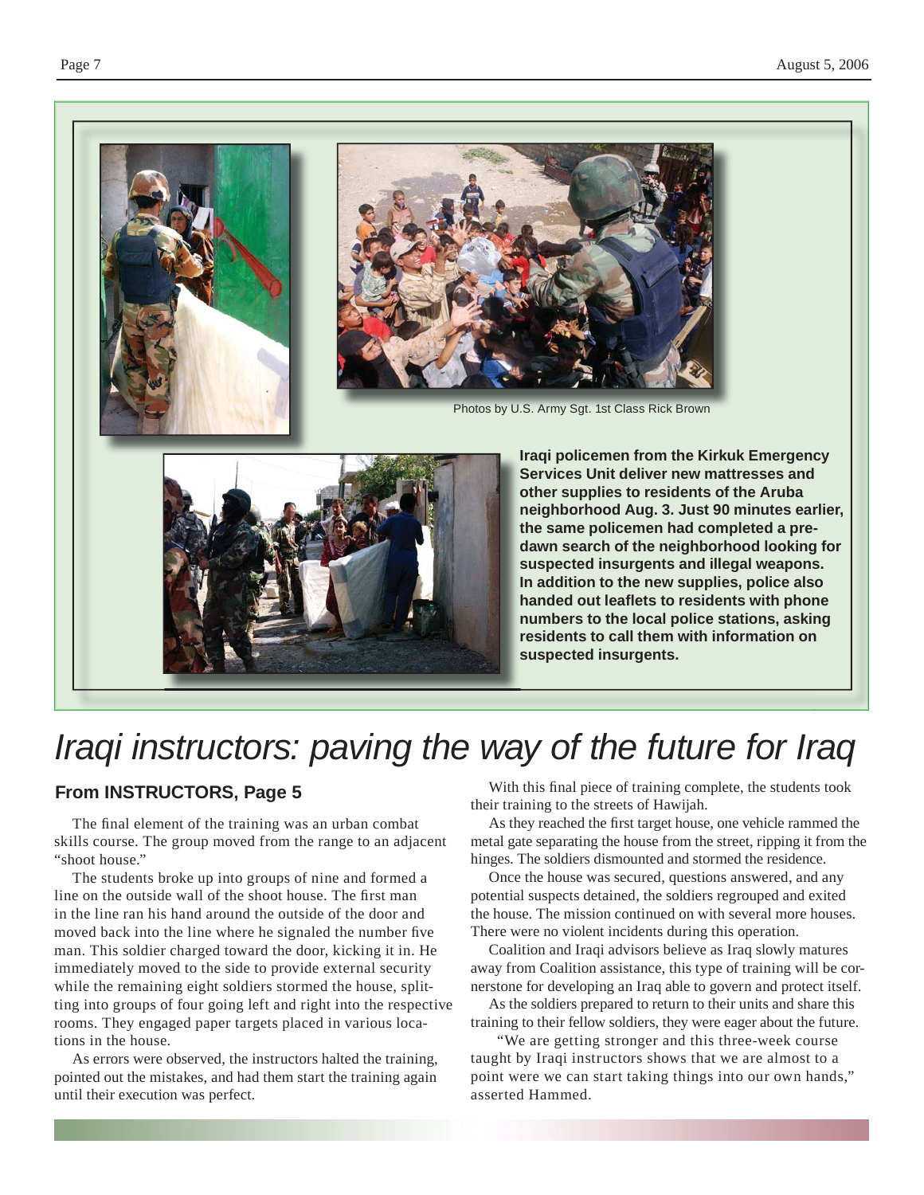Photos by U.S. Army Sgt. 1st Class Rick Brown

**Iraqi policemen from the Kirkuk Emergency Services Unit deliver new mattresses and other supplies to residents of the Aruba neighborhood Aug. 3. Just 90 minutes earlier, the same policemen had completed a pre-dawn search of the neighborhood looking for suspected insurgents and illegal weapons. In addition to the new supplies, police also handed out leaflets to residents with phone numbers to the local police stations, asking residents to call them with information on suspected insurgents.**

# *Iraqi instructors: paving the way of the future for Iraq*

**From INSTRUCTORS, Page 5**

The final element of the training was an urban combat skills course. The group moved from the range to an adjacent "shoot house."

The students broke up into groups of nine and formed a line on the outside wall of the shoot house. The first man in the line ran his hand around the outside of the door and moved back into the line where he signaled the number five man. This soldier charged toward the door, kicking it in. He immediately moved to the side to provide external security while the remaining eight soldiers stormed the house, splitting into groups of four going left and right into the respective rooms. They engaged paper targets placed in various locations in the house.

As errors were observed, the instructors halted the training, pointed out the mistakes, and had them start the training again until their execution was perfect.

With this final piece of training complete, the students took their training to the streets of Hawijah.

As they reached the first target house, one vehicle rammed the metal gate separating the house from the street, ripping it from the hinges. The soldiers dismounted and stormed the residence.

Once the house was secured, questions answered, and any potential suspects detained, the soldiers regrouped and exited the house. The mission continued on with several more houses. There were no violent incidents during this operation.

Coalition and Iraqi advisors believe as Iraq slowly matures away from Coalition assistance, this type of training will be cornerstone for developing an Iraq able to govern and protect itself.

As the soldiers prepared to return to their units and share this training to their fellow soldiers, they were eager about the future.

"We are getting stronger and this three-week course taught by Iraqi instructors shows that we are almost to a point were we can start taking things into our own hands," asserted Hammed.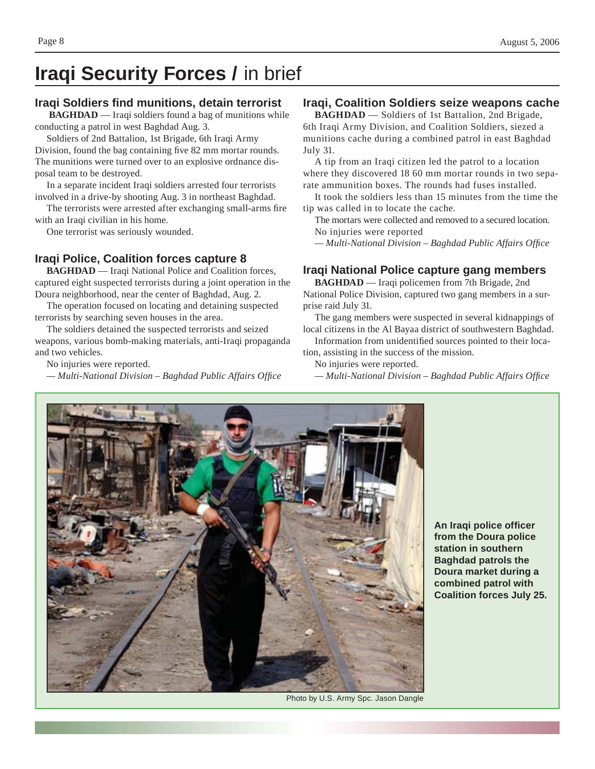# Iraqi Security Forces / in brief

## Iraqi Soldiers find munitions, detain terrorist

**BAGHDAD** — Iraqi soldiers found a bag of munitions while conducting a patrol in west Baghdad Aug. 3.

Soldiers of 2nd Battalion, 1st Brigade, 6th Iraqi Army Division, found the bag containing five 82 mm mortar rounds. The munitions were turned over to an explosive ordnance disposal team to be destroyed.

In a separate incident Iraqi soldiers arrested four terrorists involved in a drive-by shooting Aug. 3 in northeast Baghdad.

The terrorists were arrested after exchanging small-arms fire with an Iraqi civilian in his home.

One terrorist was seriously wounded.

## Iraqi Police, Coalition forces capture 8

**BAGHDAD** — Iraqi National Police and Coalition forces, captured eight suspected terrorists during a joint operation in the Doura neighborhood, near the center of Baghdad, Aug. 2.

The operation focused on locating and detaining suspected terrorists by searching seven houses in the area.

The soldiers detained the suspected terrorists and seized weapons, various bomb-making materials, anti-Iraqi propaganda and two vehicles.

No injuries were reported.

*— Multi-National Division – Baghdad Public Affairs Office*

## Iraqi, Coalition Soldiers seize weapons cache

**BAGHDAD** — Soldiers of 1st Battalion, 2nd Brigade, 6th Iraqi Army Division, and Coalition Soldiers, seized a munitions cache during a combined patrol in east Baghdad July 31.

A tip from an Iraqi citizen led the patrol to a location where they discovered 18 60 mm mortar rounds in two separate ammunition boxes. The rounds had fuses installed.

It took the soldiers less than 15 minutes from the time the tip was called in to locate the cache.

The mortars were collected and removed to a secured location.

No injuries were reported

*— Multi-National Division – Baghdad Public Affairs Office*

## Iraqi National Police capture gang members

**BAGHDAD** — Iraqi policemen from 7th Brigade, 2nd National Police Division, captured two gang members in a surprise raid July 31.

The gang members were suspected in several kidnappings of local citizens in the Al Bayaa district of southwestern Baghdad.

Information from unidentified sources pointed to their location, assisting in the success of the mission.

No injuries were reported.

*— Multi-National Division – Baghdad Public Affairs Office*

Photo by U.S. Army Spc. Jason Dangle

**An Iraqi police officer from the Doura police station in southern Baghdad patrols the Doura market during a combined patrol with Coalition forces July 25.**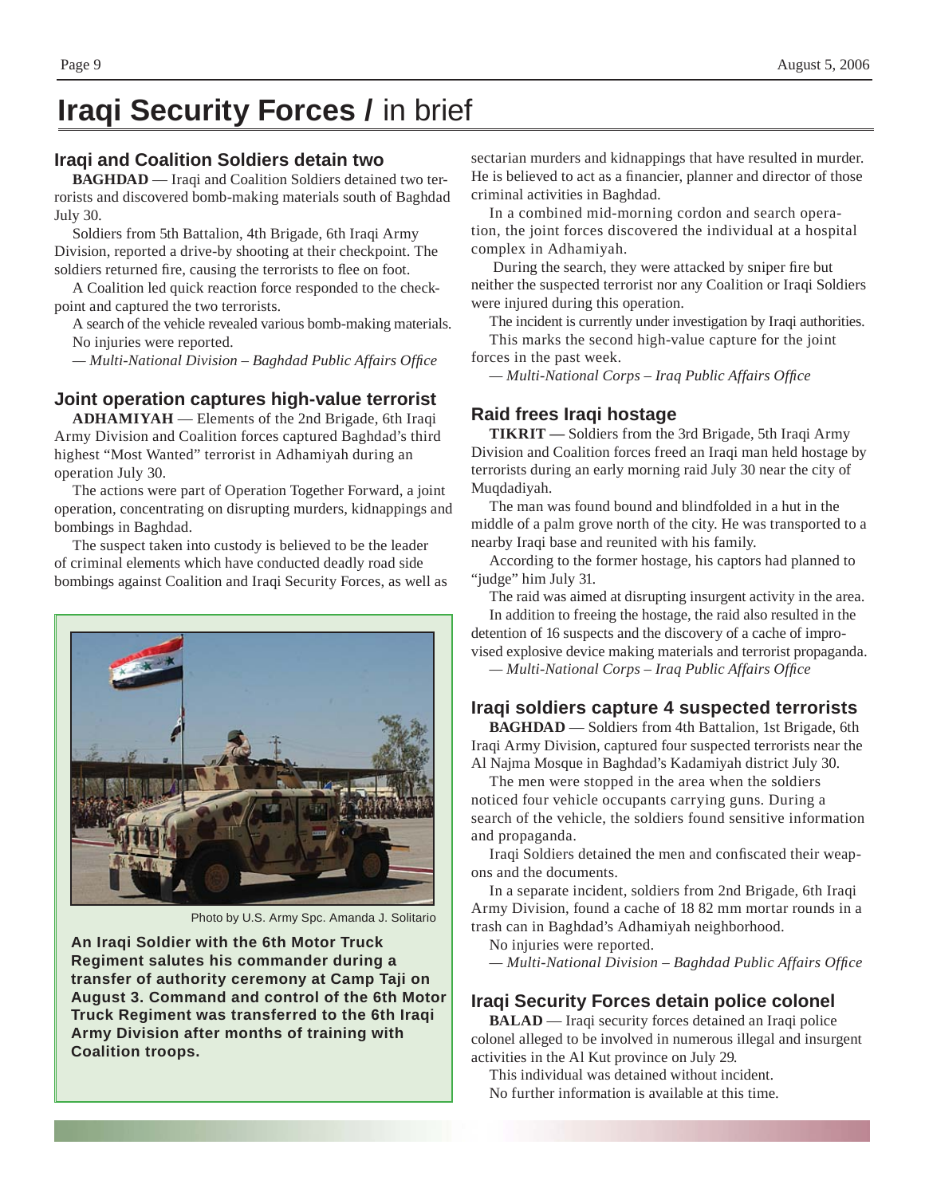# Iraqi Security Forces / in brief

## Iraqi and Coalition Soldiers detain two

**BAGHDAD** — Iraqi and Coalition Soldiers detained two terrorists and discovered bomb-making materials south of Baghdad July 30.

Soldiers from 5th Battalion, 4th Brigade, 6th Iraqi Army Division, reported a drive-by shooting at their checkpoint. The soldiers returned fire, causing the terrorists to flee on foot.

A Coalition led quick reaction force responded to the checkpoint and captured the two terrorists.

A search of the vehicle revealed various bomb-making materials.

No injuries were reported.

*— Multi-National Division – Baghdad Public Affairs Office*

## Joint operation captures high-value terrorist

**ADHAMIYAH** — Elements of the 2nd Brigade, 6th Iraqi Army Division and Coalition forces captured Baghdad's third highest "Most Wanted" terrorist in Adhamiyah during an operation July 30.

The actions were part of Operation Together Forward, a joint operation, concentrating on disrupting murders, kidnappings and bombings in Baghdad.

The suspect taken into custody is believed to be the leader of criminal elements which have conducted deadly road side bombings against Coalition and Iraqi Security Forces, as well as sectarian murders and kidnappings that have resulted in murder. He is believed to act as a financier, planner and director of those criminal activities in Baghdad.

In a combined mid-morning cordon and search operation, the joint forces discovered the individual at a hospital complex in Adhamiyah.

During the search, they were attacked by sniper fire but neither the suspected terrorist nor any Coalition or Iraqi Soldiers were injured during this operation.

The incident is currently under investigation by Iraqi authorities.

This marks the second high-value capture for the joint forces in the past week.

*— Multi-National Corps – Iraq Public Affairs Office*

Photo by U.S. Army Spc. Amanda J. Solitario

**An Iraqi Soldier with the 6th Motor Truck Regiment salutes his commander during a transfer of authority ceremony at Camp Taji on August 3. Command and control of the 6th Motor Truck Regiment was transferred to the 6th Iraqi Army Division after months of training with Coalition troops.**

## Raid frees Iraqi hostage

**TIKRIT —** Soldiers from the 3rd Brigade, 5th Iraqi Army Division and Coalition forces freed an Iraqi man held hostage by terrorists during an early morning raid July 30 near the city of Muqdadiyah.

The man was found bound and blindfolded in a hut in the middle of a palm grove north of the city. He was transported to a nearby Iraqi base and reunited with his family.

According to the former hostage, his captors had planned to "judge" him July 31.

The raid was aimed at disrupting insurgent activity in the area.

In addition to freeing the hostage, the raid also resulted in the detention of 16 suspects and the discovery of a cache of improvised explosive device making materials and terrorist propaganda.

*— Multi-National Corps – Iraq Public Affairs Office*

## Iraqi soldiers capture 4 suspected terrorists

**BAGHDAD** — Soldiers from 4th Battalion, 1st Brigade, 6th Iraqi Army Division, captured four suspected terrorists near the Al Najma Mosque in Baghdad's Kadamiyah district July 30.

The men were stopped in the area when the soldiers noticed four vehicle occupants carrying guns. During a search of the vehicle, the soldiers found sensitive information and propaganda.

Iraqi Soldiers detained the men and confiscated their weapons and the documents.

In a separate incident, soldiers from 2nd Brigade, 6th Iraqi Army Division, found a cache of 18 82 mm mortar rounds in a trash can in Baghdad's Adhamiyah neighborhood.

No injuries were reported.

*— Multi-National Division – Baghdad Public Affairs Office*

## Iraqi Security Forces detain police colonel

**BALAD** — Iraqi security forces detained an Iraqi police colonel alleged to be involved in numerous illegal and insurgent activities in the Al Kut province on July 29.

This individual was detained without incident.

No further information is available at this time.